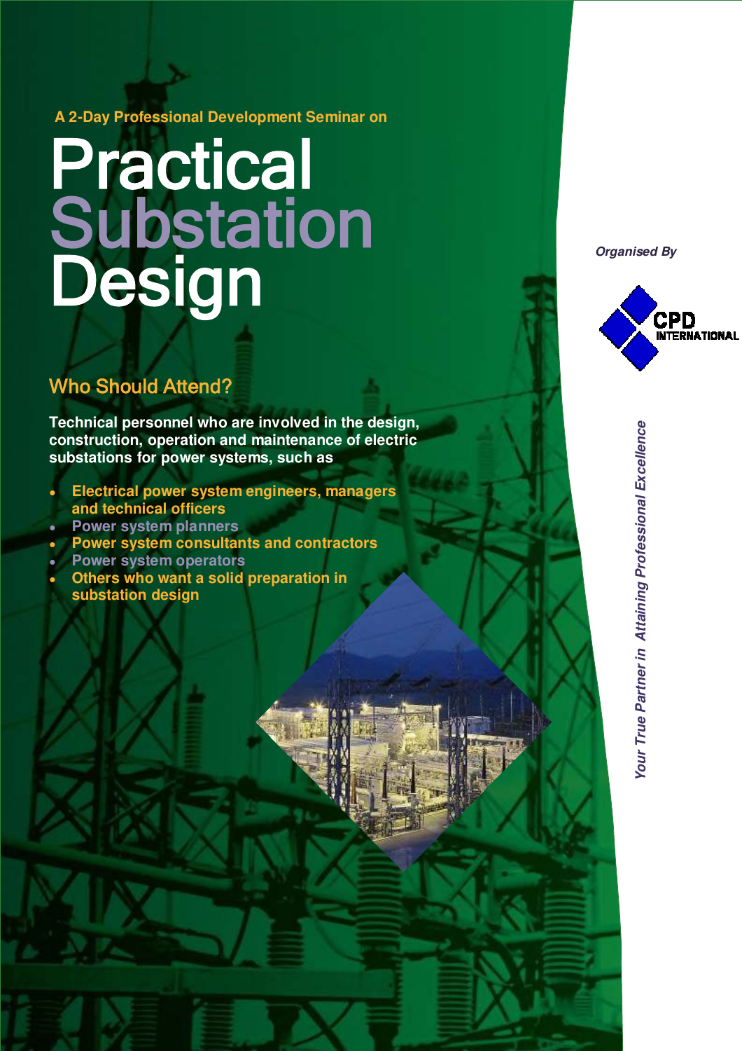A 2-Day Professional Development Seminar on

# Practical Substation Design

*Organised By*

CPD INTERNATIONAL

## Who Should Attend?

**Technical personnel who are involved in the design, construction, operation and maintenance of electric substations for power systems, such as**

- **Electrical power system engineers, managers and technical officers**
- **Power system planners**
- **Power system consultants and contractors**
- **Power system operators**
- **Others who want a solid preparation in substation design**

***Your True Partner in Attaining Professional Excellence***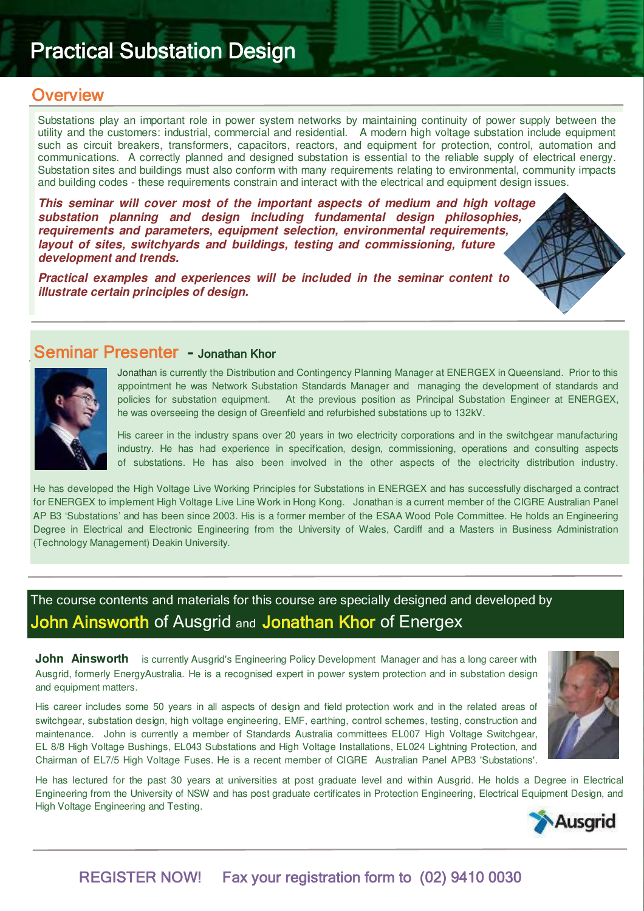# Practical Substation Design

## Overview

Substations play an important role in power system networks by maintaining continuity of power supply between the utility and the customers: industrial, commercial and residential. A modern high voltage substation include equipment such as circuit breakers, transformers, capacitors, reactors, and equipment for protection, control, automation and communications. A correctly planned and designed substation is essential to the reliable supply of electrical energy. Substation sites and buildings must also conform with many requirements relating to environmental, community impacts and building codes - these requirements constrain and interact with the electrical and equipment design issues.

***This seminar will cover most of the important aspects of medium and high voltage substation planning and design including fundamental design philosophies, requirements and parameters, equipment selection, environmental requirements, layout of sites, switchyards and buildings, testing and commissioning, future development and trends.***

***Practical examples and experiences will be included in the seminar content to illustrate certain principles of design.***

## Seminar Presenter - Jonathan Khor

Jonathan is currently the Distribution and Contingency Planning Manager at ENERGEX in Queensland. Prior to this appointment he was Network Substation Standards Manager and managing the development of standards and policies for substation equipment. At the previous position as Principal Substation Engineer at ENERGEX, he was overseeing the design of Greenfield and refurbished substations up to 132kV.

His career in the industry spans over 20 years in two electricity corporations and in the switchgear manufacturing industry. He has had experience in specification, design, commissioning, operations and consulting aspects of substations. He has also been involved in the other aspects of the electricity distribution industry.

He has developed the High Voltage Live Working Principles for Substations in ENERGEX and has successfully discharged a contract for ENERGEX to implement High Voltage Live Line Work in Hong Kong. Jonathan is a current member of the CIGRE Australian Panel AP B3 'Substations' and has been since 2003. His is a former member of the ESAA Wood Pole Committee. He holds an Engineering Degree in Electrical and Electronic Engineering from the University of Wales, Cardiff and a Masters in Business Administration (Technology Management) Deakin University.

The course contents and materials for this course are specially designed and developed by **John Ainsworth** of Ausgrid and **Jonathan Khor** of Energex

**John Ainsworth** is currently Ausgrid's Engineering Policy Development Manager and has a long career with Ausgrid, formerly EnergyAustralia. He is a recognised expert in power system protection and in substation design and equipment matters.

His career includes some 50 years in all aspects of design and field protection work and in the related areas of switchgear, substation design, high voltage engineering, EMF, earthing, control schemes, testing, construction and maintenance. John is currently a member of Standards Australia committees EL007 High Voltage Switchgear, EL 8/8 High Voltage Bushings, EL043 Substations and High Voltage Installations, EL024 Lightning Protection, and Chairman of EL7/5 High Voltage Fuses. He is a recent member of CIGRE Australian Panel APB3 'Substations'.

He has lectured for the past 30 years at universities at post graduate level and within Ausgrid. He holds a Degree in Electrical Engineering from the University of NSW and has post graduate certificates in Protection Engineering, Electrical Equipment Design, and High Voltage Engineering and Testing.

Ausgrid

REGISTER NOW! Fax your registration form to (02) 9410 0030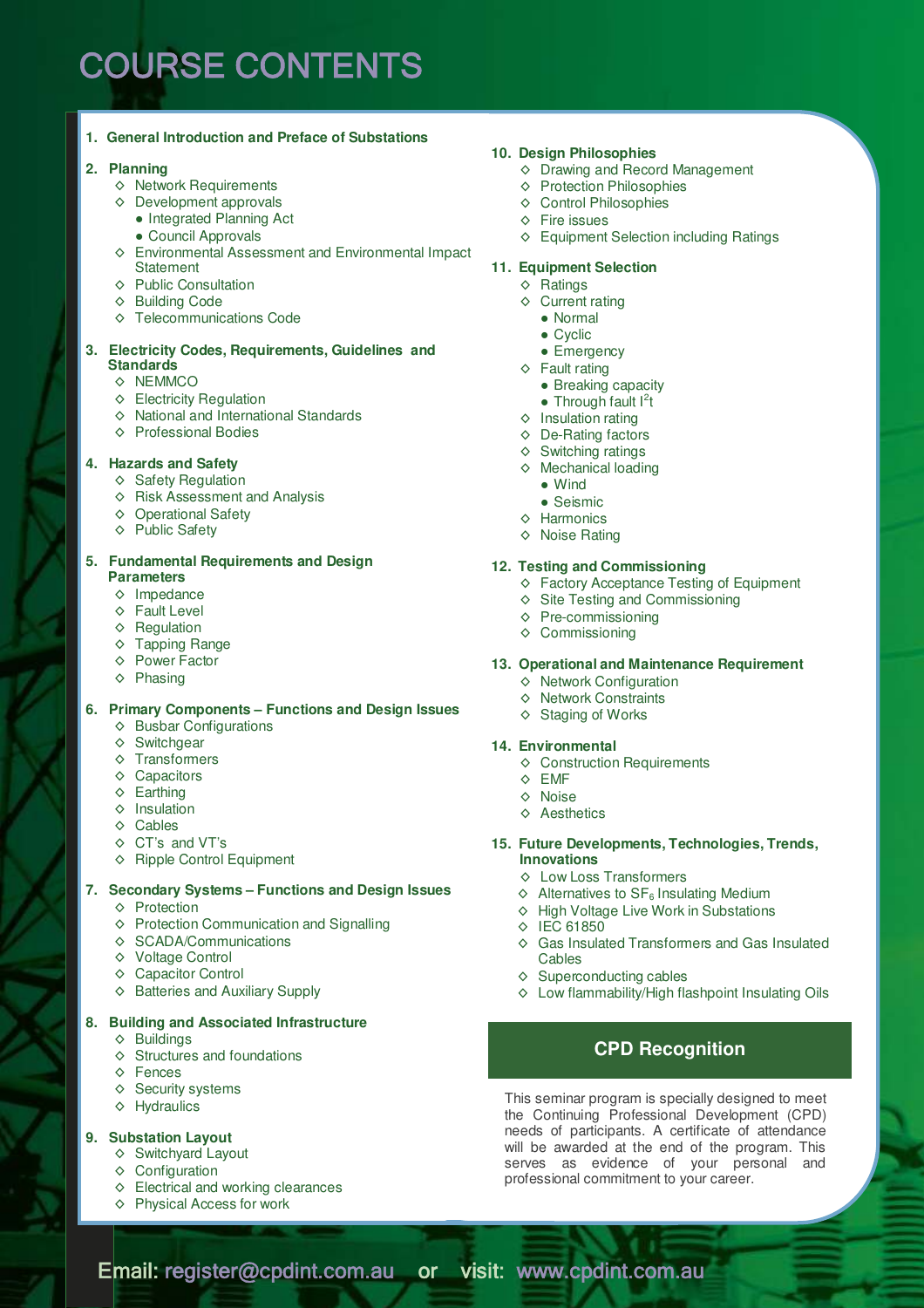# COURSE CONTENTS

1. **General Introduction and Preface of Substations**

2. **Planning**
   - ◇ Network Requirements
   - ◇ Development approvals
     - Integrated Planning Act
     - Council Approvals
   - ◇ Environmental Assessment and Environmental Impact Statement
   - ◇ Public Consultation
   - ◇ Building Code
   - ◇ Telecommunications Code

3. **Electricity Codes, Requirements, Guidelines and Standards**
   - ◇ NEMMCO
   - ◇ Electricity Regulation
   - ◇ National and International Standards
   - ◇ Professional Bodies

4. **Hazards and Safety**
   - ◇ Safety Regulation
   - ◇ Risk Assessment and Analysis
   - ◇ Operational Safety
   - ◇ Public Safety

5. **Fundamental Requirements and Design Parameters**
   - ◇ Impedance
   - ◇ Fault Level
   - ◇ Regulation
   - ◇ Tapping Range
   - ◇ Power Factor
   - ◇ Phasing

6. **Primary Components – Functions and Design Issues**
   - ◇ Busbar Configurations
   - ◇ Switchgear
   - ◇ Transformers
   - ◇ Capacitors
   - ◇ Earthing
   - ◇ Insulation
   - ◇ Cables
   - ◇ CT's and VT's
   - ◇ Ripple Control Equipment

7. **Secondary Systems – Functions and Design Issues**
   - ◇ Protection
   - ◇ Protection Communication and Signalling
   - ◇ SCADA/Communications
   - ◇ Voltage Control
   - ◇ Capacitor Control
   - ◇ Batteries and Auxiliary Supply

8. **Building and Associated Infrastructure**
   - ◇ Buildings
   - ◇ Structures and foundations
   - ◇ Fences
   - ◇ Security systems
   - ◇ Hydraulics

9. **Substation Layout**
   - ◇ Switchyard Layout
   - ◇ Configuration
   - ◇ Electrical and working clearances
   - ◇ Physical Access for work

10. **Design Philosophies**
    - ◇ Drawing and Record Management
    - ◇ Protection Philosophies
    - ◇ Control Philosophies
    - ◇ Fire issues
    - ◇ Equipment Selection including Ratings

11. **Equipment Selection**
    - ◇ Ratings
    - ◇ Current rating
      - Normal
      - Cyclic
      - Emergency
    - ◇ Fault rating
      - Breaking capacity
      - Through fault $I^2t$
    - ◇ Insulation rating
    - ◇ De-Rating factors
    - ◇ Switching ratings
    - ◇ Mechanical loading
      - Wind
      - Seismic
    - ◇ Harmonics
    - ◇ Noise Rating

12. **Testing and Commissioning**
    - ◇ Factory Acceptance Testing of Equipment
    - ◇ Site Testing and Commissioning
    - ◇ Pre-commissioning
    - ◇ Commissioning

13. **Operational and Maintenance Requirement**
    - ◇ Network Configuration
    - ◇ Network Constraints
    - ◇ Staging of Works

14. **Environmental**
    - ◇ Construction Requirements
    - ◇ EMF
    - ◇ Noise
    - ◇ Aesthetics

15. **Future Developments, Technologies, Trends, Innovations**
    - ◇ Low Loss Transformers
    - ◇ Alternatives to $SF_6$ Insulating Medium
    - ◇ High Voltage Live Work in Substations
    - ◇ IEC 61850
    - ◇ Gas Insulated Transformers and Gas Insulated Cables
    - ◇ Superconducting cables
    - ◇ Low flammability/High flashpoint Insulating Oils

## CPD Recognition

This seminar program is specially designed to meet the Continuing Professional Development (CPD) needs of participants. A certificate of attendance will be awarded at the end of the program. This serves as evidence of your personal and professional commitment to your career.

Email: register@cpdint.com.au or visit: www.cpdint.com.au